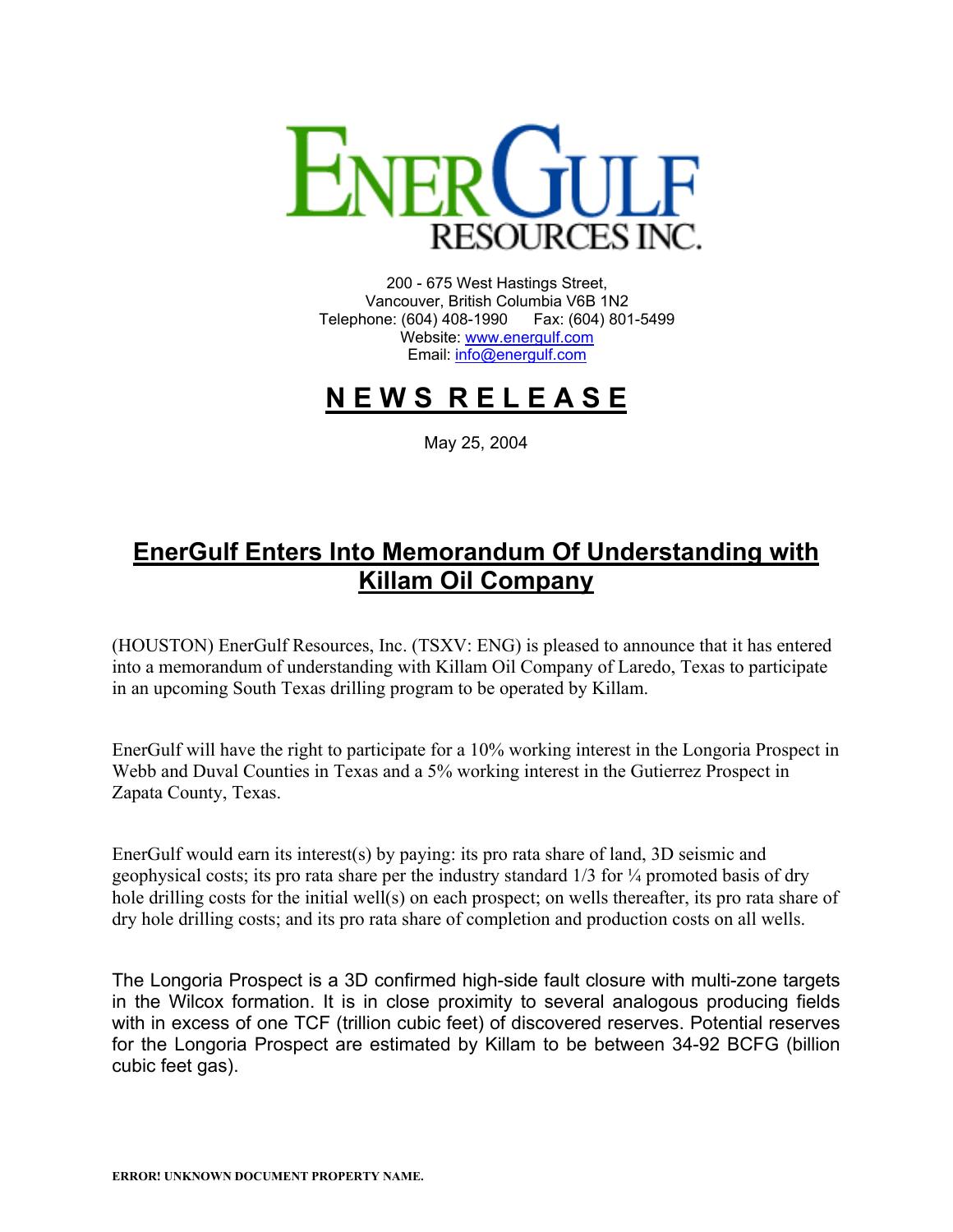# ENERGULF RESOURCES INC.

200 - 675 West Hastings Street,
Vancouver, British Columbia V6B 1N2
Telephone: (604) 408-1990 Fax: (604) 801-5499
Website: www.energulf.com
Email: info@energulf.com

## NEWS RELEASE

May 25, 2004

## EnerGulf Enters Into Memorandum Of Understanding with Killam Oil Company

(HOUSTON) EnerGulf Resources, Inc. (TSXV: ENG) is pleased to announce that it has entered into a memorandum of understanding with Killam Oil Company of Laredo, Texas to participate in an upcoming South Texas drilling program to be operated by Killam.

EnerGulf will have the right to participate for a 10% working interest in the Longoria Prospect in Webb and Duval Counties in Texas and a 5% working interest in the Gutierrez Prospect in Zapata County, Texas.

EnerGulf would earn its interest(s) by paying: its pro rata share of land, 3D seismic and geophysical costs; its pro rata share per the industry standard 1/3 for ¼ promoted basis of dry hole drilling costs for the initial well(s) on each prospect; on wells thereafter, its pro rata share of dry hole drilling costs; and its pro rata share of completion and production costs on all wells.

The Longoria Prospect is a 3D confirmed high-side fault closure with multi-zone targets in the Wilcox formation. It is in close proximity to several analogous producing fields with in excess of one TCF (trillion cubic feet) of discovered reserves. Potential reserves for the Longoria Prospect are estimated by Killam to be between 34-92 BCFG (billion cubic feet gas).

ERROR! UNKNOWN DOCUMENT PROPERTY NAME.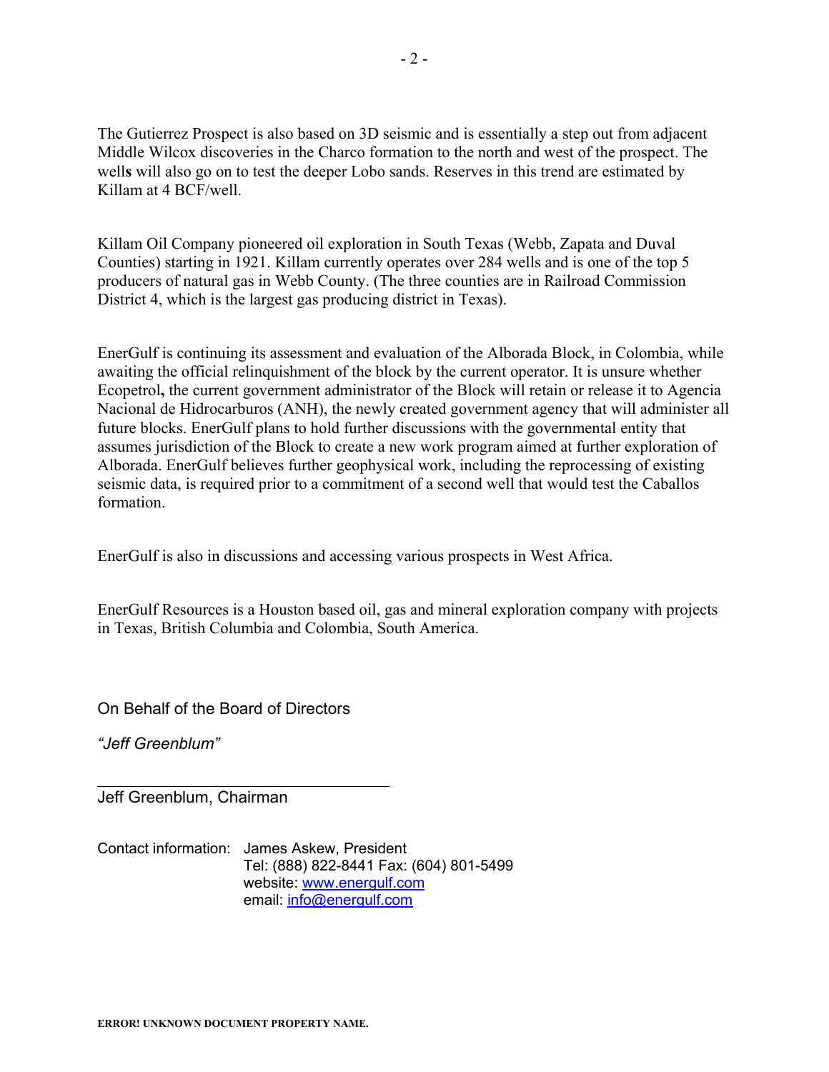The Gutierrez Prospect is also based on 3D seismic and is essentially a step out from adjacent Middle Wilcox discoveries in the Charco formation to the north and west of the prospect. The well**s** will also go on to test the deeper Lobo sands. Reserves in this trend are estimated by Killam at 4 BCF/well.

Killam Oil Company pioneered oil exploration in South Texas (Webb, Zapata and Duval Counties) starting in 1921. Killam currently operates over 284 wells and is one of the top 5 producers of natural gas in Webb County. (The three counties are in Railroad Commission District 4, which is the largest gas producing district in Texas).

EnerGulf is continuing its assessment and evaluation of the Alborada Block, in Colombia, while awaiting the official relinquishment of the block by the current operator. It is unsure whether Ecopetrol**,** the current government administrator of the Block will retain or release it to Agencia Nacional de Hidrocarburos (ANH), the newly created government agency that will administer all future blocks. EnerGulf plans to hold further discussions with the governmental entity that assumes jurisdiction of the Block to create a new work program aimed at further exploration of Alborada. EnerGulf believes further geophysical work, including the reprocessing of existing seismic data, is required prior to a commitment of a second well that would test the Caballos formation.

EnerGulf is also in discussions and accessing various prospects in West Africa.

EnerGulf Resources is a Houston based oil, gas and mineral exploration company with projects in Texas, British Columbia and Colombia, South America.

On Behalf of the Board of Directors

*"Jeff Greenblum"*

Jeff Greenblum, Chairman

Contact information: James Askew, President
Tel: (888) 822-8441 Fax: (604) 801-5499
website: www.energulf.com
email: info@energulf.com

**ERROR! UNKNOWN DOCUMENT PROPERTY NAME.**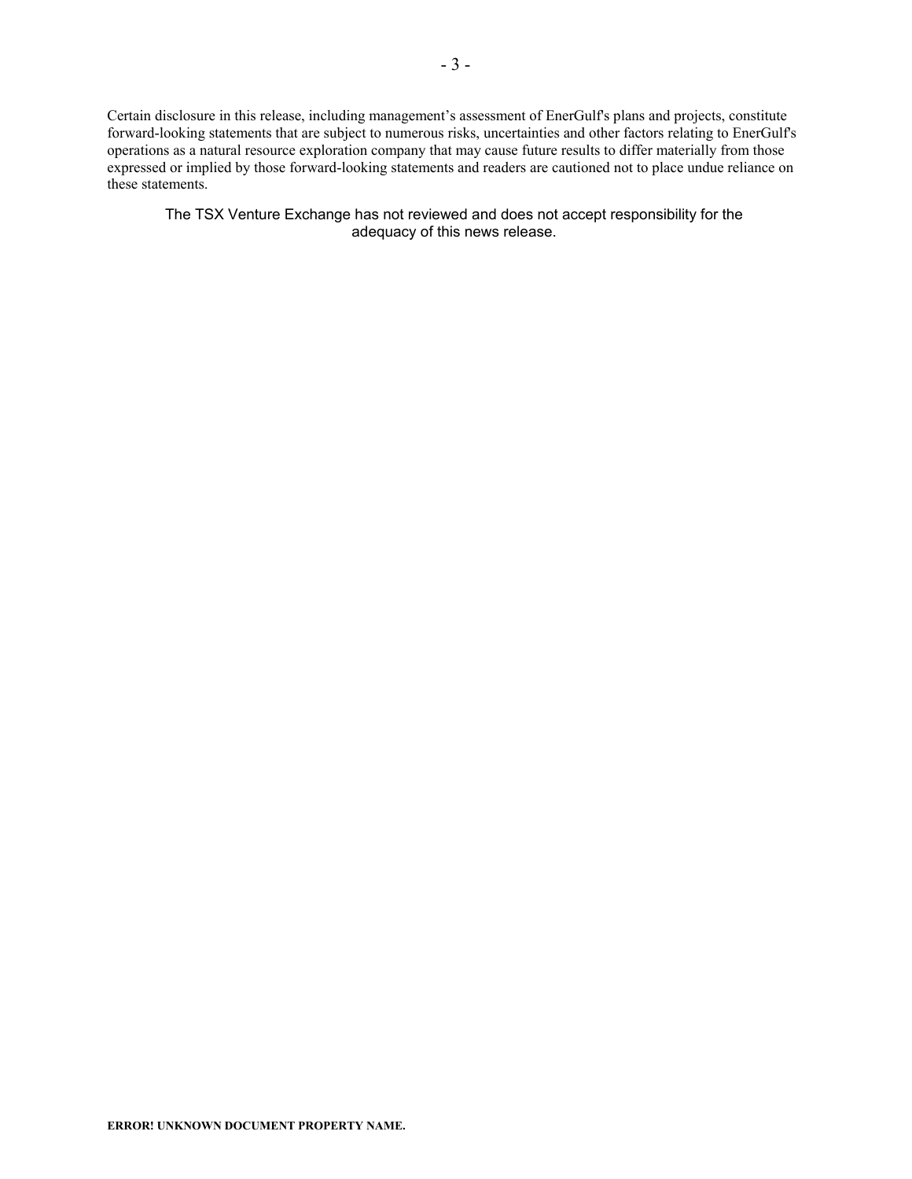Certain disclosure in this release, including management's assessment of EnerGulf's plans and projects, constitute forward-looking statements that are subject to numerous risks, uncertainties and other factors relating to EnerGulf's operations as a natural resource exploration company that may cause future results to differ materially from those expressed or implied by those forward-looking statements and readers are cautioned not to place undue reliance on these statements.

The TSX Venture Exchange has not reviewed and does not accept responsibility for the adequacy of this news release.